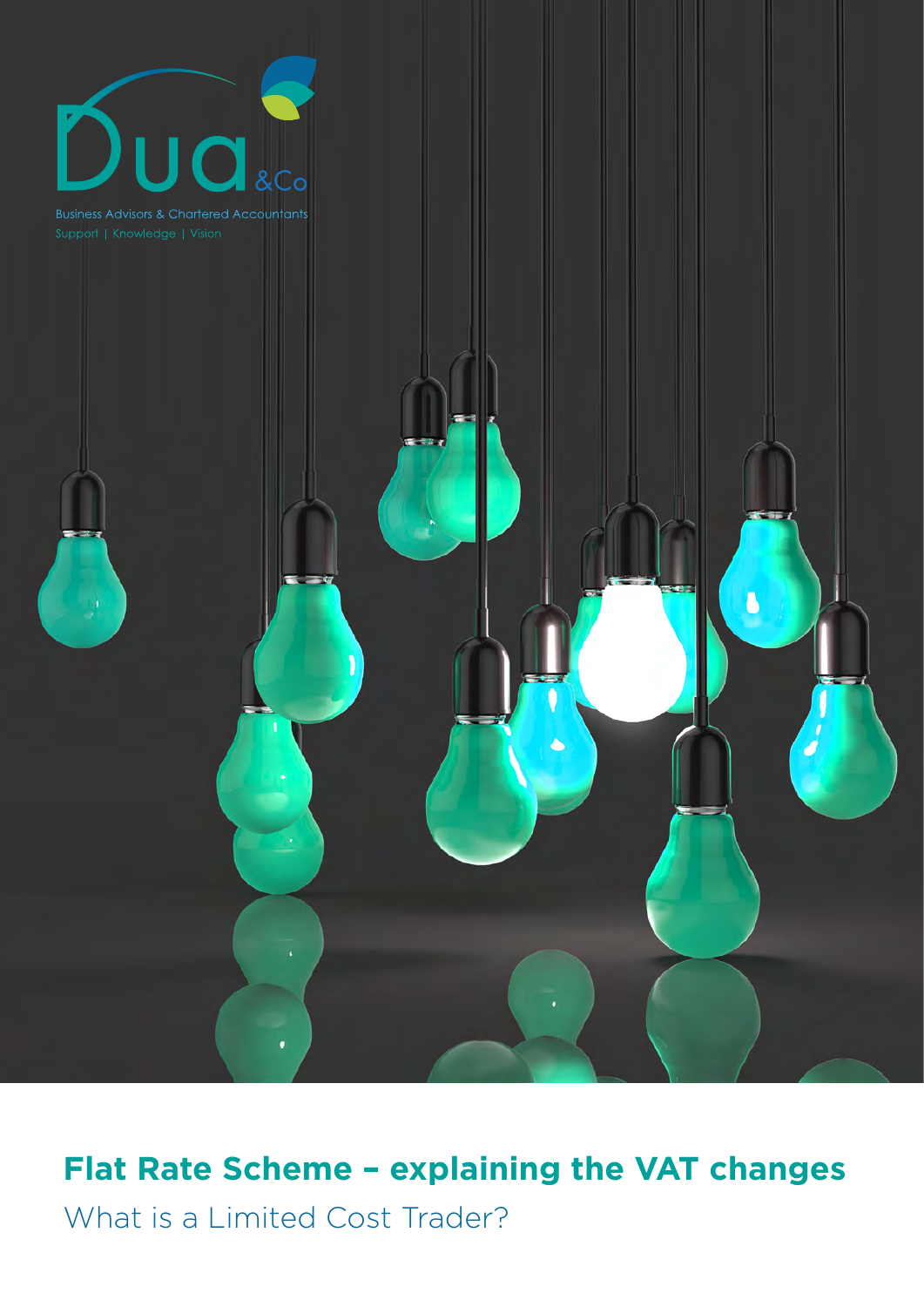Dua &Co

Business Advisors & Chartered Accountants

Support | Knowledge | Vision

# Flat Rate Scheme – explaining the VAT changes

What is a Limited Cost Trader?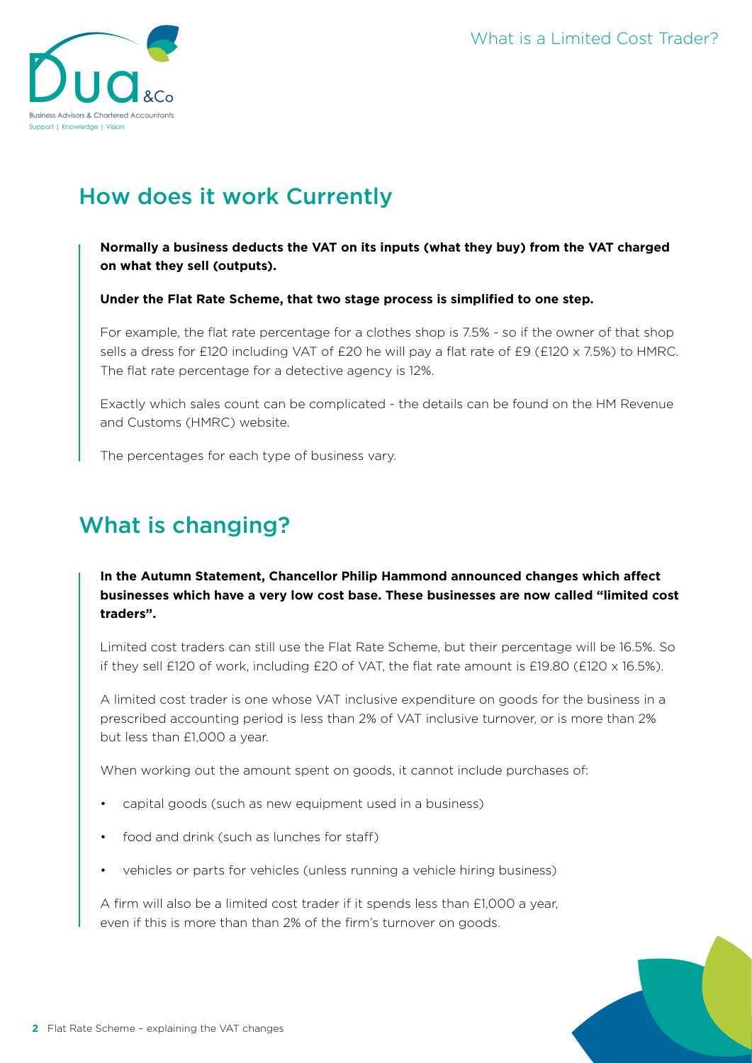## How does it work Currently

**Normally a business deducts the VAT on its inputs (what they buy) from the VAT charged on what they sell (outputs).**

**Under the Flat Rate Scheme, that two stage process is simplified to one step.**

For example, the flat rate percentage for a clothes shop is 7.5% - so if the owner of that shop sells a dress for £120 including VAT of £20 he will pay a flat rate of £9 (£120 x 7.5%) to HMRC. The flat rate percentage for a detective agency is 12%.

Exactly which sales count can be complicated - the details can be found on the HM Revenue and Customs (HMRC) website.

The percentages for each type of business vary.

## What is changing?

**In the Autumn Statement, Chancellor Philip Hammond announced changes which affect businesses which have a very low cost base. These businesses are now called "limited cost traders".**

Limited cost traders can still use the Flat Rate Scheme, but their percentage will be 16.5%. So if they sell £120 of work, including £20 of VAT, the flat rate amount is £19.80 (£120 x 16.5%).

A limited cost trader is one whose VAT inclusive expenditure on goods for the business in a prescribed accounting period is less than 2% of VAT inclusive turnover, or is more than 2% but less than £1,000 a year.

When working out the amount spent on goods, it cannot include purchases of:

- capital goods (such as new equipment used in a business)
- food and drink (such as lunches for staff)
- vehicles or parts for vehicles (unless running a vehicle hiring business)

A firm will also be a limited cost trader if it spends less than £1,000 a year, even if this is more than than 2% of the firm's turnover on goods.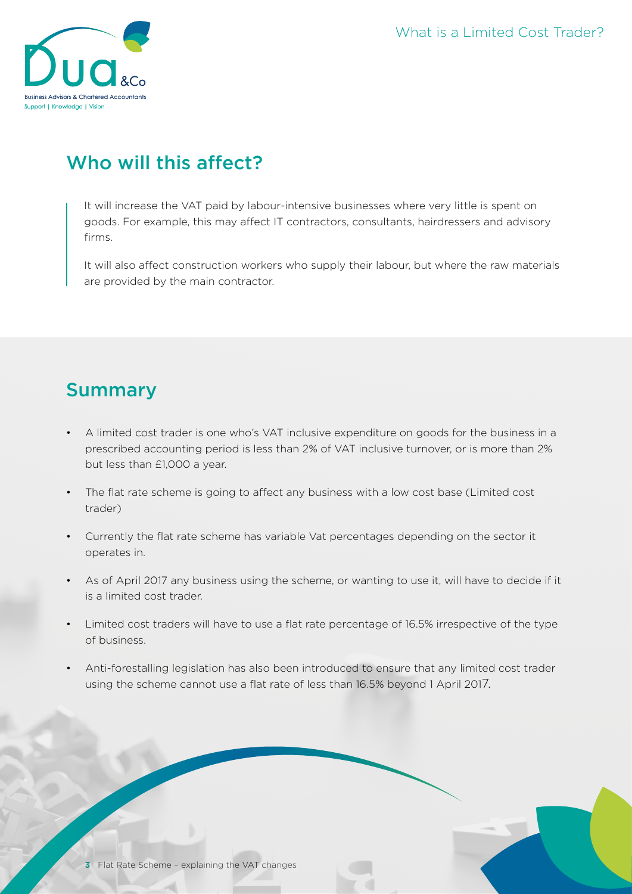## Who will this affect?

It will increase the VAT paid by labour-intensive businesses where very little is spent on goods. For example, this may affect IT contractors, consultants, hairdressers and advisory firms.

It will also affect construction workers who supply their labour, but where the raw materials are provided by the main contractor.

## Summary

- A limited cost trader is one who's VAT inclusive expenditure on goods for the business in a prescribed accounting period is less than 2% of VAT inclusive turnover, or is more than 2% but less than £1,000 a year.
- The flat rate scheme is going to affect any business with a low cost base (Limited cost trader)
- Currently the flat rate scheme has variable Vat percentages depending on the sector it operates in.
- As of April 2017 any business using the scheme, or wanting to use it, will have to decide if it is a limited cost trader.
- Limited cost traders will have to use a flat rate percentage of 16.5% irrespective of the type of business.
- Anti-forestalling legislation has also been introduced to ensure that any limited cost trader using the scheme cannot use a flat rate of less than 16.5% beyond 1 April 2017.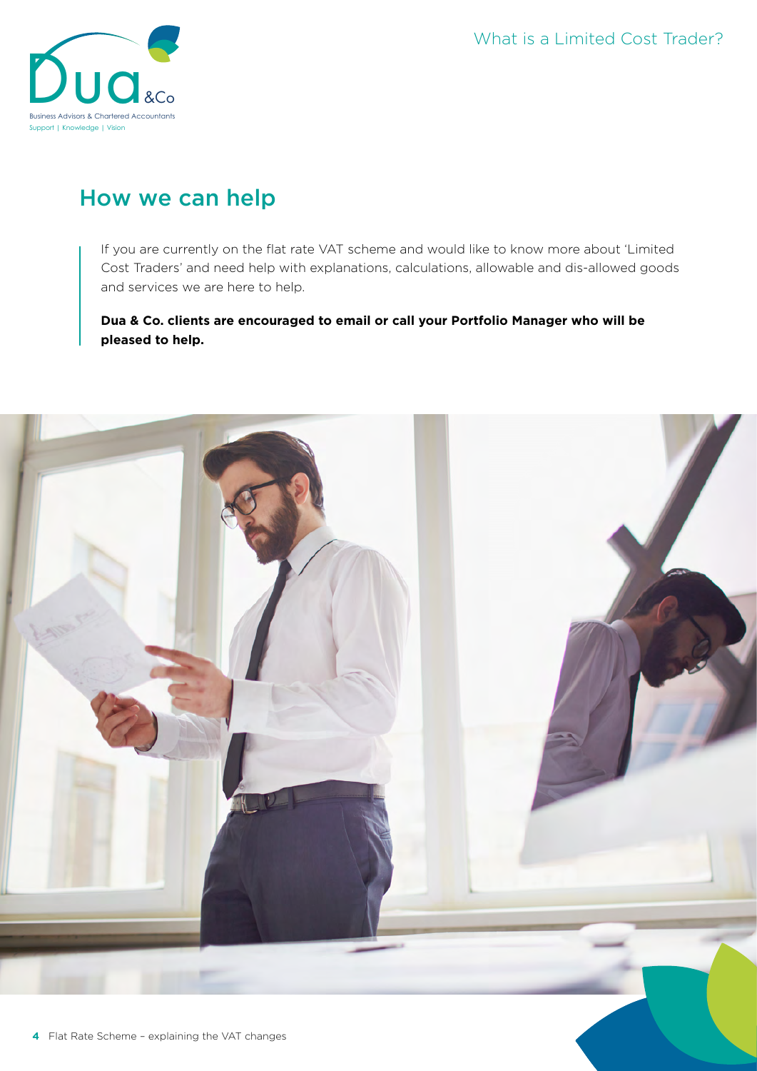## How we can help

If you are currently on the flat rate VAT scheme and would like to know more about 'Limited Cost Traders' and need help with explanations, calculations, allowable and dis-allowed goods and services we are here to help.

**Dua & Co. clients are encouraged to email or call your Portfolio Manager who will be pleased to help.**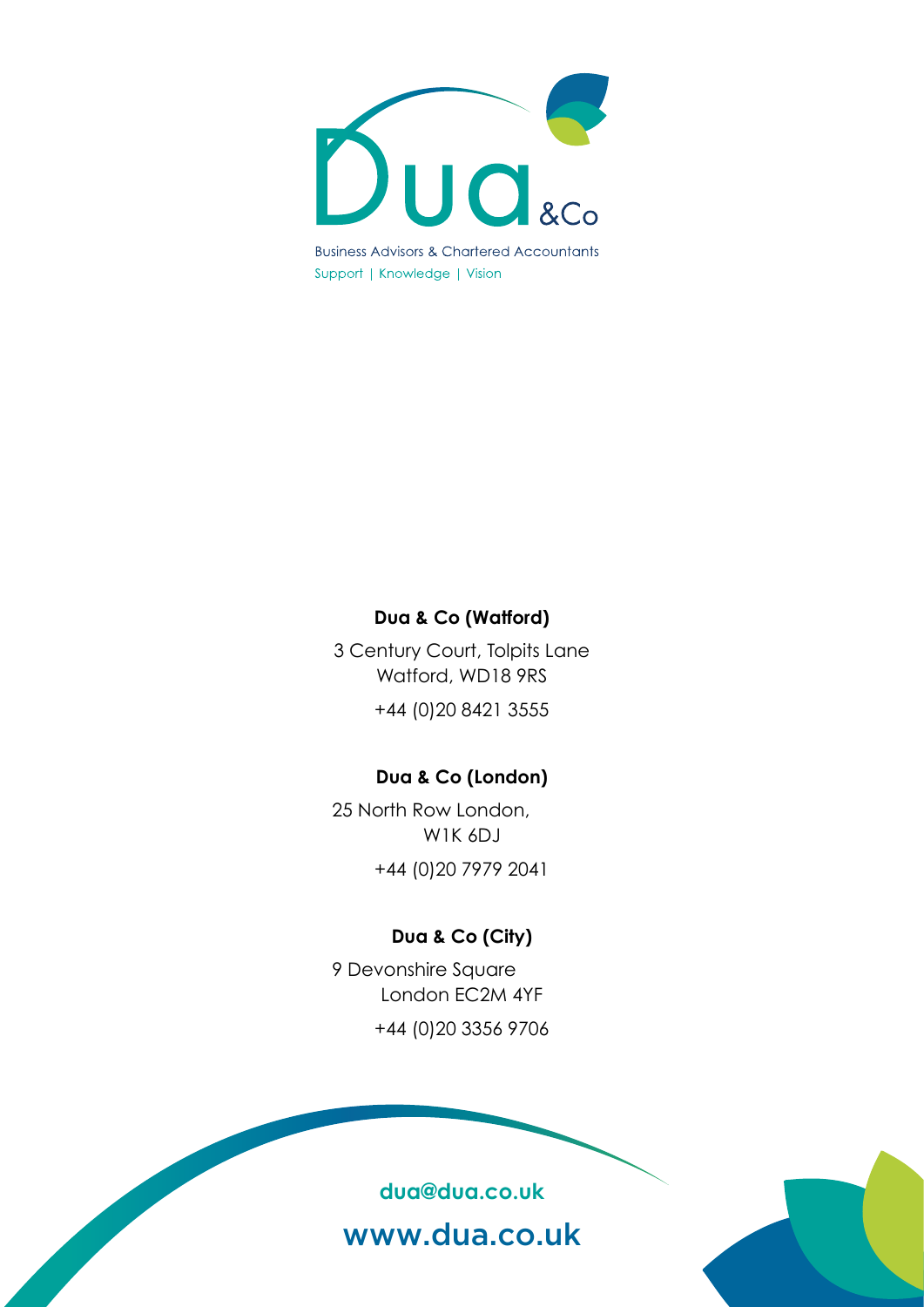Dua &Co

Business Advisors & Chartered Accountants

Support | Knowledge | Vision

**Dua & Co (Watford)**

3 Century Court, Tolpits Lane
Watford, WD18 9RS

+44 (0)20 8421 3555

**Dua & Co (London)**

25 North Row London,
W1K 6DJ

+44 (0)20 7979 2041

**Dua & Co (City)**

9 Devonshire Square
London EC2M 4YF

+44 (0)20 3356 9706

dua@dua.co.uk

www.dua.co.uk